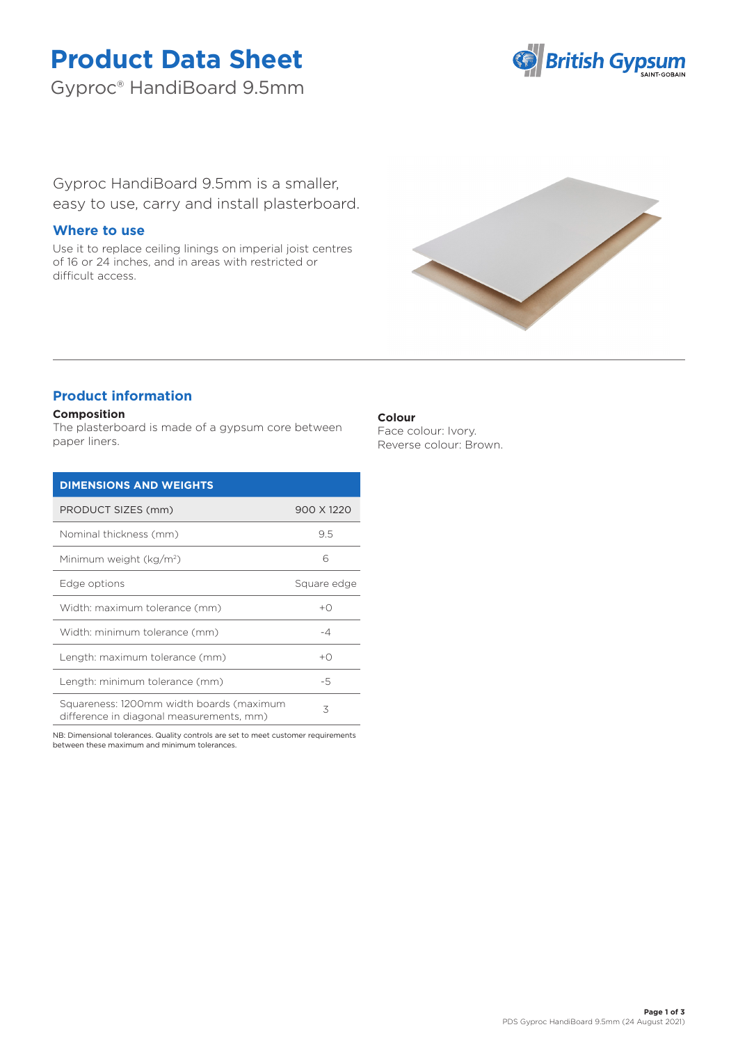# Product Data Sheet

Gyproc® HandiBoard 9.5mm

Gyproc HandiBoard 9.5mm is a smaller, easy to use, carry and install plasterboard.

## Where to use

Use it to replace ceiling linings on imperial joist centres of 16 or 24 inches, and in areas with restricted or difficult access.

## Product information

**Composition**

The plasterboard is made of a gypsum core between paper liners.

**Colour**

Face colour: Ivory.
Reverse colour: Brown.

| DIMENSIONS AND WEIGHTS | |
|---|---|
| PRODUCT SIZES (mm) | 900 X 1220 |
| Nominal thickness (mm) | 9.5 |
| Minimum weight (kg/m²) | 6 |
| Edge options | Square edge |
| Width: maximum tolerance (mm) | +0 |
| Width: minimum tolerance (mm) | -4 |
| Length: maximum tolerance (mm) | +0 |
| Length: minimum tolerance (mm) | -5 |
| Squareness: 1200mm width boards (maximum difference in diagonal measurements, mm) | 3 |

NB: Dimensional tolerances. Quality controls are set to meet customer requirements between these maximum and minimum tolerances.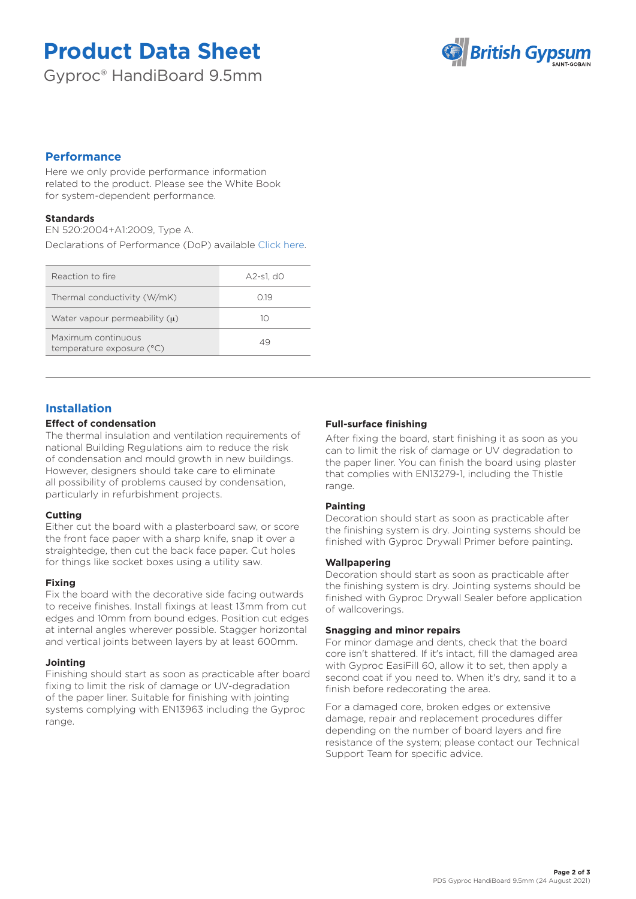# Product Data Sheet

Gyproc® HandiBoard 9.5mm

## Performance

Here we only provide performance information related to the product. Please see the White Book for system-dependent performance.

### Standards

EN 520:2004+A1:2009, Type A.

Declarations of Performance (DoP) available Click here.

| | |
|---|---|
| Reaction to fire | A2-s1, d0 |
| Thermal conductivity (W/mK) | 0.19 |
| Water vapour permeability ($\mu$) | 10 |
| Maximum continuous temperature exposure (°C) | 49 |

## Installation

### Effect of condensation

The thermal insulation and ventilation requirements of national Building Regulations aim to reduce the risk of condensation and mould growth in new buildings. However, designers should take care to eliminate all possibility of problems caused by condensation, particularly in refurbishment projects.

### Cutting

Either cut the board with a plasterboard saw, or score the front face paper with a sharp knife, snap it over a straightedge, then cut the back face paper. Cut holes for things like socket boxes using a utility saw.

### Fixing

Fix the board with the decorative side facing outwards to receive finishes. Install fixings at least 13mm from cut edges and 10mm from bound edges. Position cut edges at internal angles wherever possible. Stagger horizontal and vertical joints between layers by at least 600mm.

### Jointing

Finishing should start as soon as practicable after board fixing to limit the risk of damage or UV-degradation of the paper liner. Suitable for finishing with jointing systems complying with EN13963 including the Gyproc range.

### Full-surface finishing

After fixing the board, start finishing it as soon as you can to limit the risk of damage or UV degradation to the paper liner. You can finish the board using plaster that complies with EN13279-1, including the Thistle range.

### Painting

Decoration should start as soon as practicable after the finishing system is dry. Jointing systems should be finished with Gyproc Drywall Primer before painting.

### Wallpapering

Decoration should start as soon as practicable after the finishing system is dry. Jointing systems should be finished with Gyproc Drywall Sealer before application of wallcoverings.

### Snagging and minor repairs

For minor damage and dents, check that the board core isn't shattered. If it's intact, fill the damaged area with Gyproc EasiFill 60, allow it to set, then apply a second coat if you need to. When it's dry, sand it to a finish before redecorating the area.

For a damaged core, broken edges or extensive damage, repair and replacement procedures differ depending on the number of board layers and fire resistance of the system; please contact our Technical Support Team for specific advice.

PDS Gyproc HandiBoard 9.5mm (24 August 2021)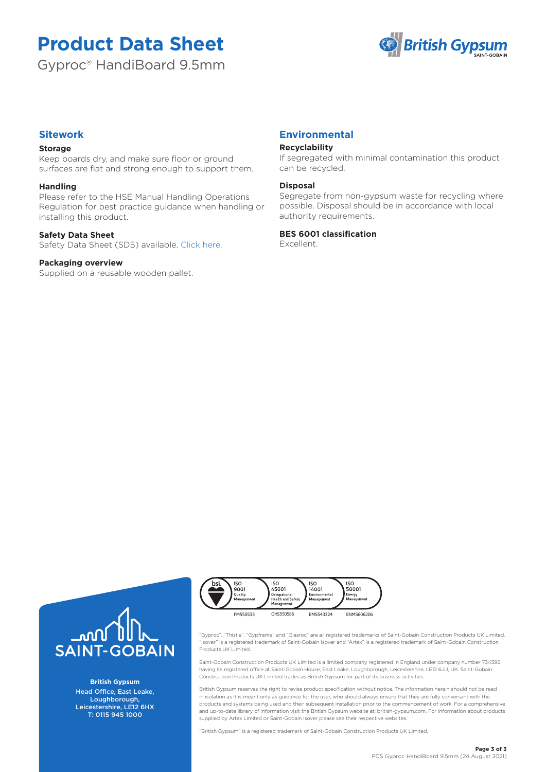# Product Data Sheet

Gyproc® HandiBoard 9.5mm

## Sitework

**Storage**

Keep boards dry, and make sure floor or ground surfaces are flat and strong enough to support them.

**Handling**

Please refer to the HSE Manual Handling Operations Regulation for best practice guidance when handling or installing this product.

**Safety Data Sheet**

Safety Data Sheet (SDS) available. Click here.

**Packaging overview**

Supplied on a reusable wooden pallet.

## Environmental

**Recyclability**

If segregated with minimal contamination this product can be recycled.

**Disposal**

Segregate from non-gypsum waste for recycling where possible. Disposal should be in accordance with local authority requirements.

**BES 6001 classification**

Excellent.

**British Gypsum**
Head Office, East Leake,
Loughborough,
Leicestershire, LE12 6HX
T: 0115 945 1000

ISO 9001 Quality Management FM550533
ISO 45001 Occupational Health and Safety Management OHS550586
ISO 14001 Environmental Management EMS543324
ISO 50001 Energy Management ENMS606206

"Gyproc", "Thistle", "Gypframe" and "Glasroc" are all registered trademarks of Saint-Gobain Construction Products UK Limited. "Isover" is a registered trademark of Saint-Gobain Isover and "Artex" is a registered trademark of Saint-Gobain Construction Products UK Limited.

Saint-Gobain Construction Products UK Limited is a limited company registered in England under company number 734396, having its registered office at Saint-Gobain House, East Leake, Loughborough, Leicestershire, LE12 6JU, UK. Saint-Gobain Construction Products UK Limited trades as British Gypsum for part of its business activities.

British Gypsum reserves the right to revise product specification without notice. The information herein should not be read in isolation as it is meant only as guidance for the user, who should always ensure that they are fully conversant with the products and systems being used and their subsequent installation prior to the commencement of work. For a comprehensive and up-to-date library of information visit the British Gypsum website at: british-gypsum.com. For information about products supplied by Artex Limited or Saint-Gobain Isover please see their respective websites.

"British Gypsum" is a registered trademark of Saint-Gobain Construction Products UK Limited.

PDS Gyproc HandiBoard 9.5mm (24 August 2021)